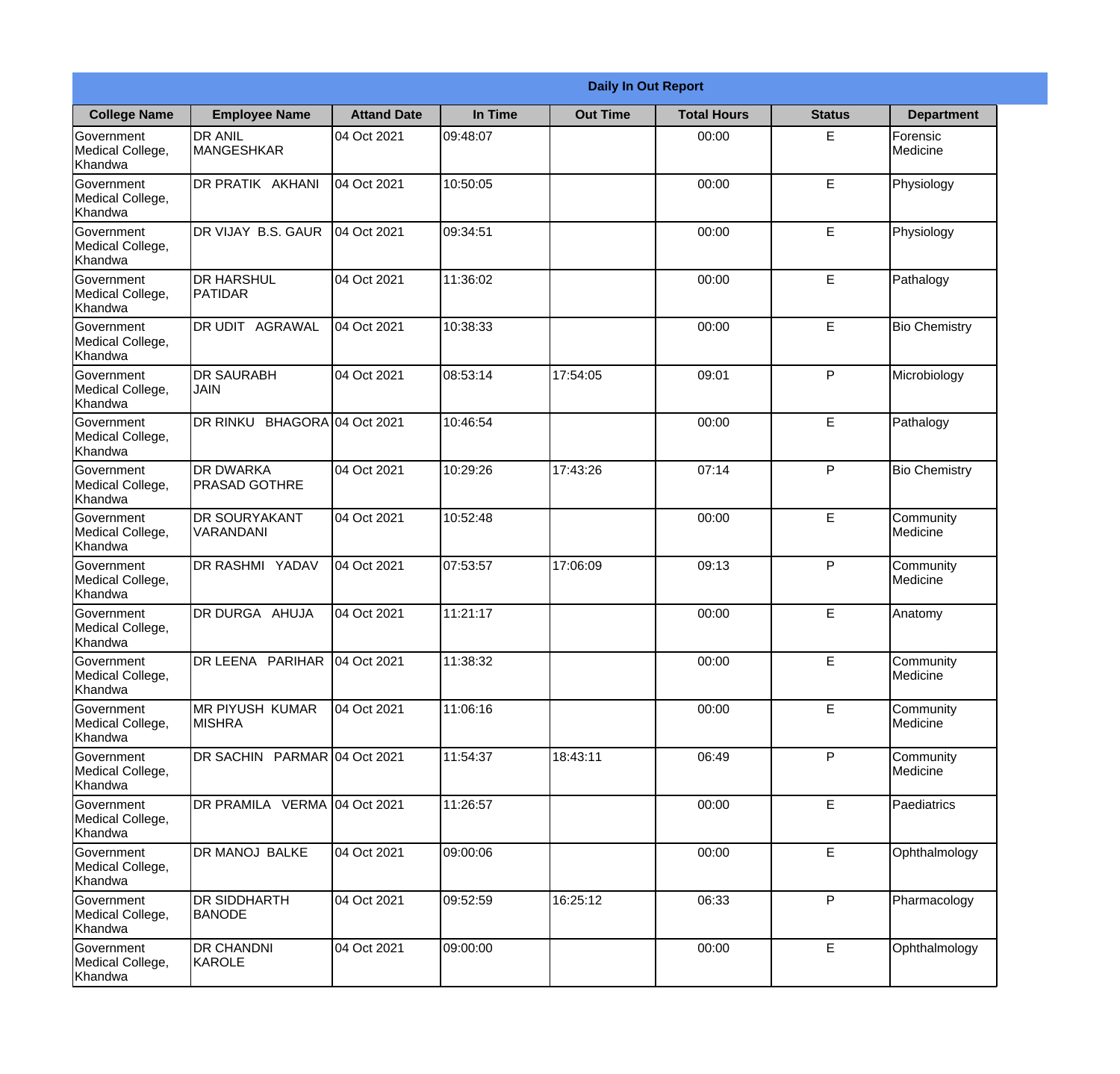| Daily In Out Report | | | | | | | |
|---|---|---|---|---|---|---|---|
| **College Name** | **Employee Name** | **Attand Date** | **In Time** | **Out Time** | **Total Hours** | **Status** | **Department** |
| Government Medical College, Khandwa | DR ANIL MANGESHKAR | 04 Oct 2021 | 09:48:07 | | 00:00 | E | Forensic Medicine |
| Government Medical College, Khandwa | DR PRATIK AKHANI | 04 Oct 2021 | 10:50:05 | | 00:00 | E | Physiology |
| Government Medical College, Khandwa | DR VIJAY B.S. GAUR | 04 Oct 2021 | 09:34:51 | | 00:00 | E | Physiology |
| Government Medical College, Khandwa | DR HARSHUL PATIDAR | 04 Oct 2021 | 11:36:02 | | 00:00 | E | Pathalogy |
| Government Medical College, Khandwa | DR UDIT AGRAWAL | 04 Oct 2021 | 10:38:33 | | 00:00 | E | Bio Chemistry |
| Government Medical College, Khandwa | DR SAURABH JAIN | 04 Oct 2021 | 08:53:14 | 17:54:05 | 09:01 | P | Microbiology |
| Government Medical College, Khandwa | DR RINKU BHAGORA | 04 Oct 2021 | 10:46:54 | | 00:00 | E | Pathalogy |
| Government Medical College, Khandwa | DR DWARKA PRASAD GOTHRE | 04 Oct 2021 | 10:29:26 | 17:43:26 | 07:14 | P | Bio Chemistry |
| Government Medical College, Khandwa | DR SOURYAKANT VARANDANI | 04 Oct 2021 | 10:52:48 | | 00:00 | E | Community Medicine |
| Government Medical College, Khandwa | DR RASHMI YADAV | 04 Oct 2021 | 07:53:57 | 17:06:09 | 09:13 | P | Community Medicine |
| Government Medical College, Khandwa | DR DURGA AHUJA | 04 Oct 2021 | 11:21:17 | | 00:00 | E | Anatomy |
| Government Medical College, Khandwa | DR LEENA PARIHAR | 04 Oct 2021 | 11:38:32 | | 00:00 | E | Community Medicine |
| Government Medical College, Khandwa | MR PIYUSH KUMAR MISHRA | 04 Oct 2021 | 11:06:16 | | 00:00 | E | Community Medicine |
| Government Medical College, Khandwa | DR SACHIN PARMAR | 04 Oct 2021 | 11:54:37 | 18:43:11 | 06:49 | P | Community Medicine |
| Government Medical College, Khandwa | DR PRAMILA VERMA | 04 Oct 2021 | 11:26:57 | | 00:00 | E | Paediatrics |
| Government Medical College, Khandwa | DR MANOJ BALKE | 04 Oct 2021 | 09:00:06 | | 00:00 | E | Ophthalmology |
| Government Medical College, Khandwa | DR SIDDHARTH BANODE | 04 Oct 2021 | 09:52:59 | 16:25:12 | 06:33 | P | Pharmacology |
| Government Medical College, Khandwa | DR CHANDNI KAROLE | 04 Oct 2021 | 09:00:00 | | 00:00 | E | Ophthalmology |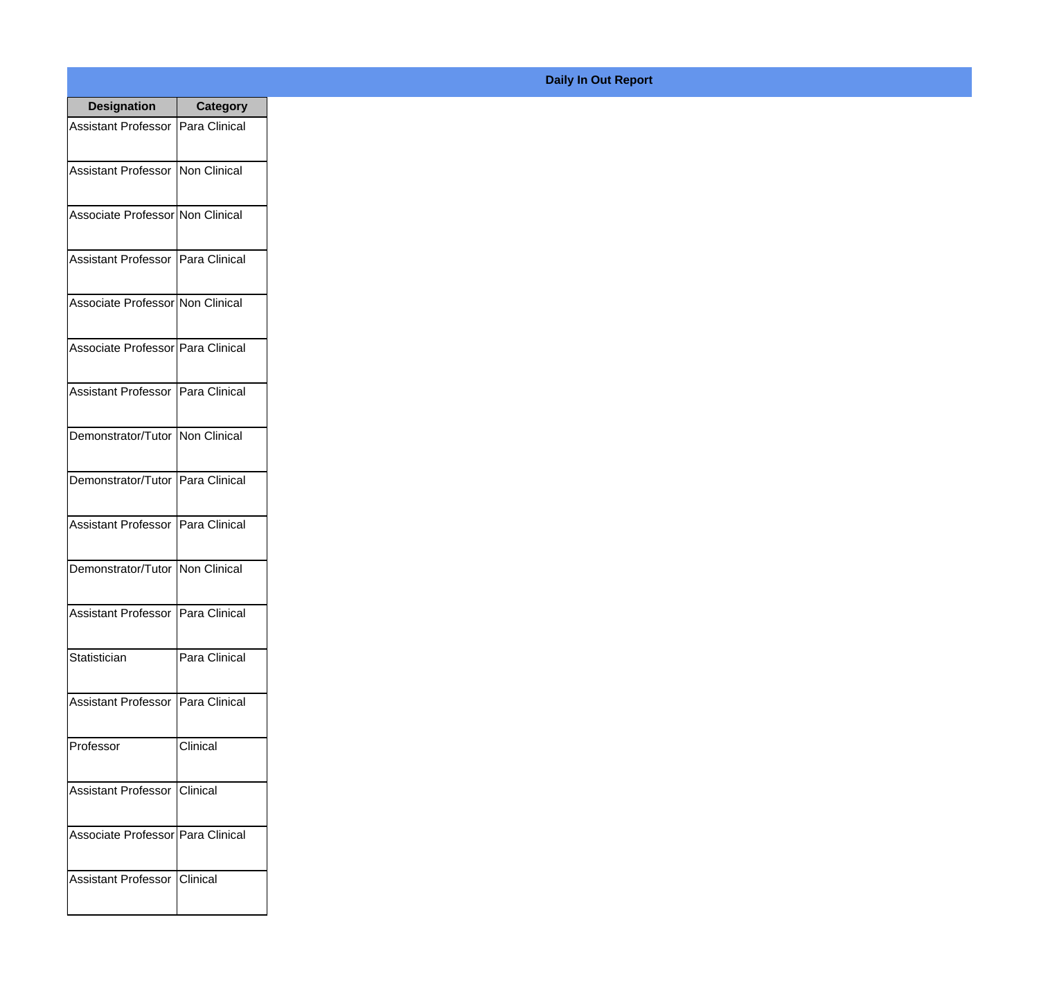## Daily In Out Report

| Designation | Category |
|---|---|
| Assistant Professor | Para Clinical |
| Assistant Professor | Non Clinical |
| Associate Professor | Non Clinical |
| Assistant Professor | Para Clinical |
| Associate Professor | Non Clinical |
| Associate Professor | Para Clinical |
| Assistant Professor | Para Clinical |
| Demonstrator/Tutor | Non Clinical |
| Demonstrator/Tutor | Para Clinical |
| Assistant Professor | Para Clinical |
| Demonstrator/Tutor | Non Clinical |
| Assistant Professor | Para Clinical |
| Statistician | Para Clinical |
| Assistant Professor | Para Clinical |
| Professor | Clinical |
| Assistant Professor | Clinical |
| Associate Professor | Para Clinical |
| Assistant Professor | Clinical |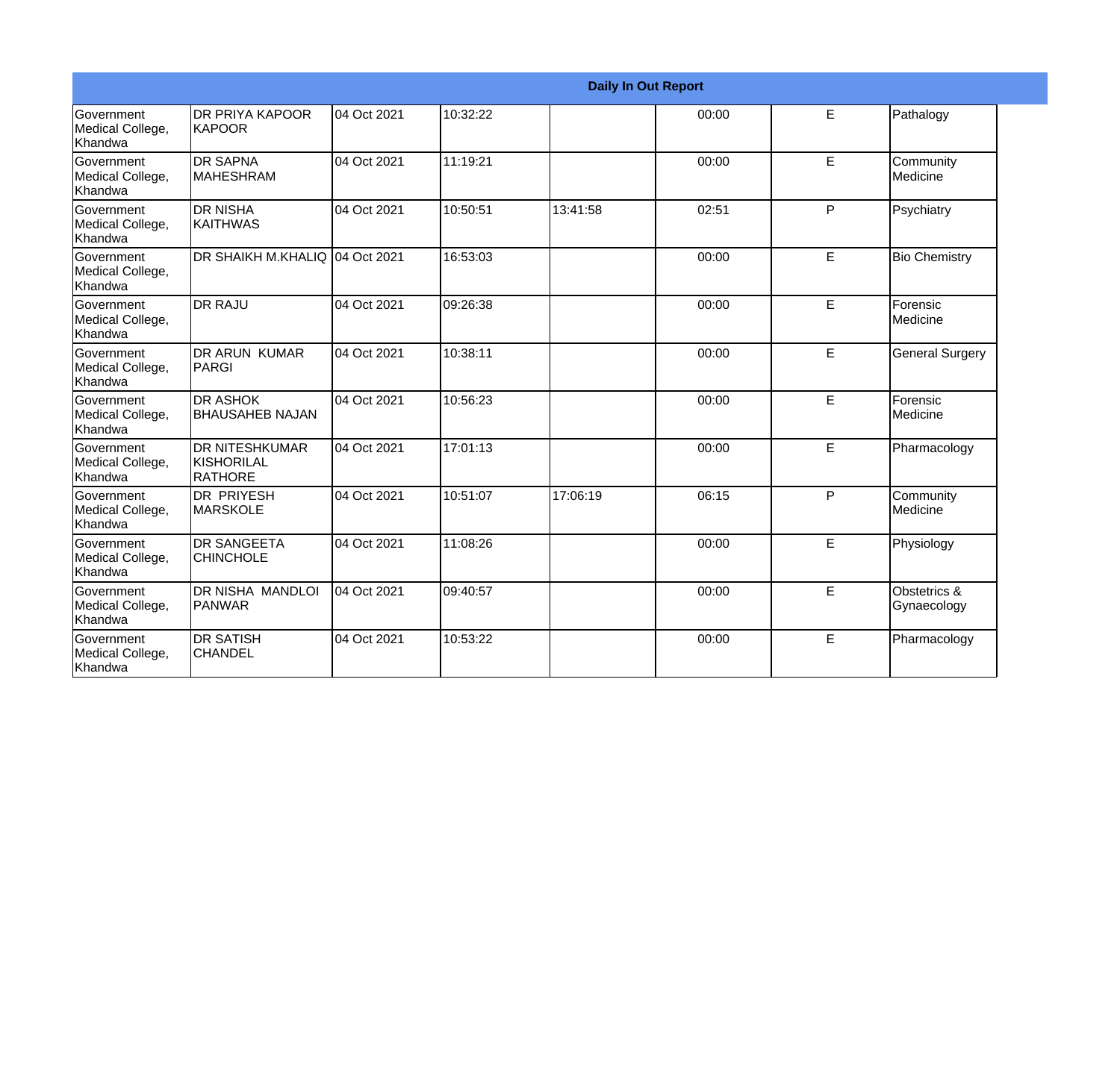**Daily In Out Report**

| | | | | | | | |
|---|---|---|---|---|---|---|---|
| Government Medical College, Khandwa | DR PRIYA KAPOOR KAPOOR | 04 Oct 2021 | 10:32:22 | | 00:00 | E | Pathalogy |
| Government Medical College, Khandwa | DR SAPNA MAHESHRAM | 04 Oct 2021 | 11:19:21 | | 00:00 | E | Community Medicine |
| Government Medical College, Khandwa | DR NISHA KAITHWAS | 04 Oct 2021 | 10:50:51 | 13:41:58 | 02:51 | P | Psychiatry |
| Government Medical College, Khandwa | DR SHAIKH M.KHALIQ | 04 Oct 2021 | 16:53:03 | | 00:00 | E | Bio Chemistry |
| Government Medical College, Khandwa | DR RAJU | 04 Oct 2021 | 09:26:38 | | 00:00 | E | Forensic Medicine |
| Government Medical College, Khandwa | DR ARUN KUMAR PARGI | 04 Oct 2021 | 10:38:11 | | 00:00 | E | General Surgery |
| Government Medical College, Khandwa | DR ASHOK BHAUSAHEB NAJAN | 04 Oct 2021 | 10:56:23 | | 00:00 | E | Forensic Medicine |
| Government Medical College, Khandwa | DR NITESHKUMAR KISHORILAL RATHORE | 04 Oct 2021 | 17:01:13 | | 00:00 | E | Pharmacology |
| Government Medical College, Khandwa | DR PRIYESH MARSKOLE | 04 Oct 2021 | 10:51:07 | 17:06:19 | 06:15 | P | Community Medicine |
| Government Medical College, Khandwa | DR SANGEETA CHINCHOLE | 04 Oct 2021 | 11:08:26 | | 00:00 | E | Physiology |
| Government Medical College, Khandwa | DR NISHA MANDLOI PANWAR | 04 Oct 2021 | 09:40:57 | | 00:00 | E | Obstetrics & Gynaecology |
| Government Medical College, Khandwa | DR SATISH CHANDEL | 04 Oct 2021 | 10:53:22 | | 00:00 | E | Pharmacology |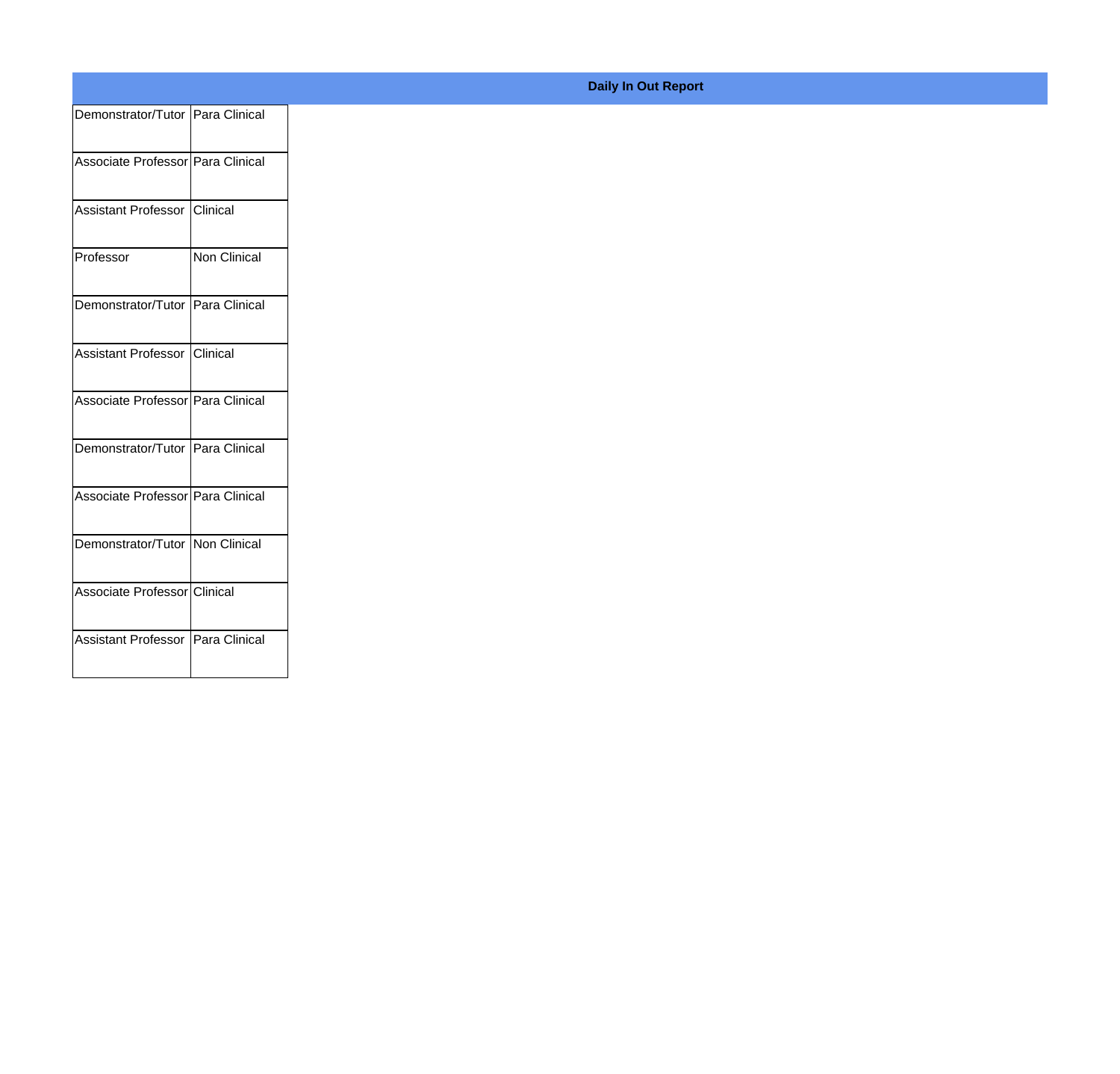**Daily In Out Report**

| | |
|---|---|
| Demonstrator/Tutor | Para Clinical |
| Associate Professor | Para Clinical |
| Assistant Professor | Clinical |
| Professor | Non Clinical |
| Demonstrator/Tutor | Para Clinical |
| Assistant Professor | Clinical |
| Associate Professor | Para Clinical |
| Demonstrator/Tutor | Para Clinical |
| Associate Professor | Para Clinical |
| Demonstrator/Tutor | Non Clinical |
| Associate Professor | Clinical |
| Assistant Professor | Para Clinical |